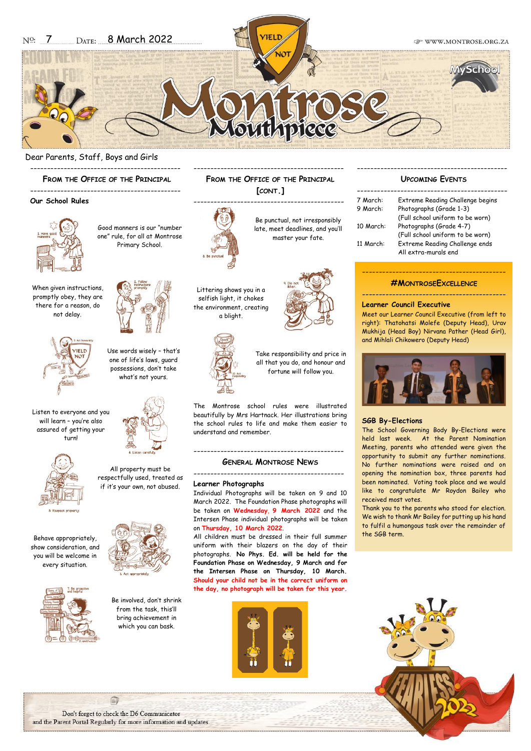Nº: 7 DATE: 8 March 2022

WWW.MONTROSE.ORG.ZA

# Montrose Mouthpiece

Dear Parents, Staff, Boys and Girls

## From the Office of the Principal

**Our School Rules**

Good manners is our "number one" rule, for all at Montrose Primary School.

When given instructions, promptly obey, they are there for a reason, do not delay.

Use words wisely – that's one of life's laws, guard possessions, don't take what's not yours.

Listen to everyone and you will learn – you're also assured of getting your turn!

All property must be respectfully used, treated as if it's your own, not abused.

Behave appropriately, show consideration, and you will be welcome in every situation.

Be involved, don't shrink from the task, this'll bring achievement in which you can bask.

## From the Office of the Principal [cont.]

Be punctual, not irresponsibly late, meet deadlines, and you'll master your fate.

Littering shows you in a selfish light, it chokes the environment, creating a blight.

Take responsibility and price in all that you do, and honour and fortune will follow you.

The Montrose school rules were illustrated beautifully by Mrs Hartnack. Her illustrations bring the school rules to life and make them easier to understand and remember.

## General Montrose News

**Learner Photographs**

Individual Photographs will be taken on 9 and 10 March 2022. The Foundation Phase photographs will be taken on **Wednesday, 9 March 2022** and the Intersen Phase individual photographs will be taken on **Thursday, 10 March 2022**.

All children must be dressed in their full summer uniform with their blazers on the day of their photographs. **No Phys. Ed. will be held for the Foundation Phase on Wednesday, 9 March and for the Intersen Phase on Thursday, 10 March.** **Should your child not be in the correct uniform on the day, no photograph will be taken for this year.**

## Upcoming Events

| | |
|---|---|
| 7 March: | Extreme Reading Challenge begins |
| 9 March: | Photographs (Grade 1-3) (Full school uniform to be worn) |
| 10 March: | Photographs (Grade 4-7) (Full school uniform to be worn) |
| 11 March: | Extreme Reading Challenge ends<br>All extra-murals end |

## #MontroseExcellence

**Learner Council Executive**

Meet our Learner Council Executive (from left to right): Thatohatsi Molefe (Deputy Head), Urav Mukhija (Head Boy) Nirvana Pather (Head Girl), and Mihlali Chikowero (Deputy Head)

**SGB By-Elections**

The School Governing Body By-Elections were held last week. At the Parent Nomination Meeting, parents who attended were given the opportunity to submit any further nominations. No further nominations were raised and on opening the nomination box, three parents had been nominated. Voting took place and we would like to congratulate Mr Roydon Bailey who received most votes.

Thank you to the parents who stood for election. We wish to thank Mr Bailey for putting up his hand to fulfil a humongous task over the remainder of the SGB term.

Don't forget to check the D6 Communicator and the Parent Portal Regularly for more information and updates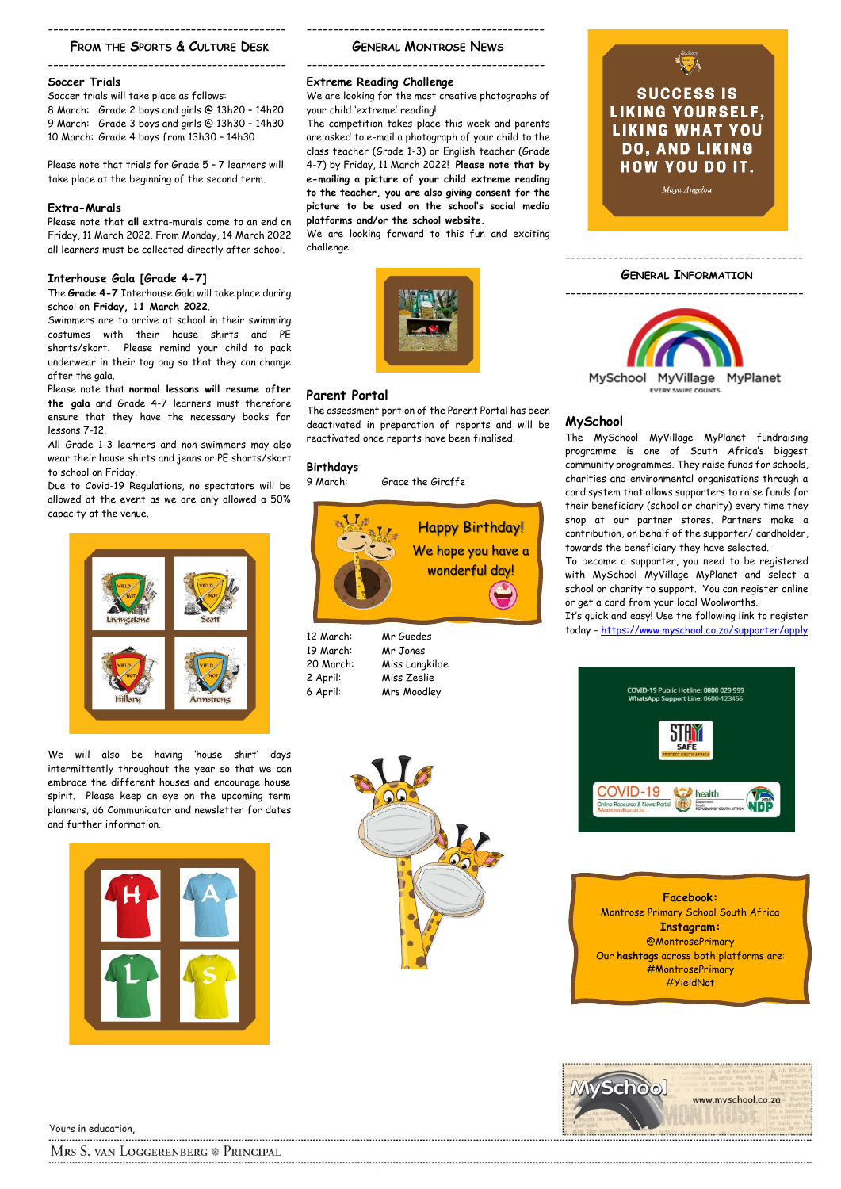## From the Sports & Culture Desk

### Soccer Trials

Soccer trials will take place as follows:

8 March: Grade 2 boys and girls @ 13h20 – 14h20
9 March: Grade 3 boys and girls @ 13h30 – 14h30
10 March: Grade 4 boys from 13h30 – 14h30

Please note that trials for Grade 5 – 7 learners will take place at the beginning of the second term.

### Extra-Murals

Please note that **all** extra-murals come to an end on Friday, 11 March 2022. From Monday, 14 March 2022 all learners must be collected directly after school.

### Interhouse Gala [Grade 4-7]

The **Grade 4-7** Interhouse Gala will take place during school on **Friday, 11 March 2022**.

Swimmers are to arrive at school in their swimming costumes with their house shirts and PE shorts/skort. Please remind your child to pack underwear in their tog bag so that they can change after the gala.

Please note that **normal lessons will resume after the gala** and Grade 4-7 learners must therefore ensure that they have the necessary books for lessons 7-12.

All Grade 1-3 learners and non-swimmers may also wear their house shirts and jeans or PE shorts/skort to school on Friday.

Due to Covid-19 Regulations, no spectators will be allowed at the event as we are only allowed a 50% capacity at the venue.

Livingstone
Scott
Hillary
Armstrong

We will also be having 'house shirt' days intermittently throughout the year so that we can embrace the different houses and encourage house spirit. Please keep an eye on the upcoming term planners, d6 Communicator and newsletter for dates and further information.

## General Montrose News

### Extreme Reading Challenge

We are looking for the most creative photographs of your child 'extreme' reading!

The competition takes place this week and parents are asked to e-mail a photograph of your child to the class teacher (Grade 1-3) or English teacher (Grade 4-7) by Friday, 11 March 2022! **Please note that by e-mailing a picture of your child extreme reading to the teacher, you are also giving consent for the picture to be used on the school's social media platforms and/or the school website.**

We are looking forward to this fun and exciting challenge!

### Parent Portal

The assessment portion of the Parent Portal has been deactivated in preparation of reports and will be reactivated once reports have been finalised.

### Birthdays

9 March: Grace the Giraffe

Happy Birthday! We hope you have a wonderful day!

12 March: Mr Guedes
19 March: Mr Jones
20 March: Miss Langkilde
2 April: Miss Zeelie
6 April: Mrs Moodley

SUCCESS IS LIKING YOURSELF, LIKING WHAT YOU DO, AND LIKING HOW YOU DO IT.

*Maya Angelou*

## General Information

MySchool MyVillage MyPlanet
EVERY SWIPE COUNTS

### MySchool

The MySchool MyVillage MyPlanet fundraising programme is one of South Africa's biggest community programmes. They raise funds for schools, charities and environmental organisations through a card system that allows supporters to raise funds for their beneficiary (school or charity) every time they shop at our partner stores. Partners make a contribution, on behalf of the supporter/ cardholder, towards the beneficiary they have selected.

To become a supporter, you need to be registered with MySchool MyVillage MyPlanet and select a school or charity to support. You can register online or get a card from your local Woolworths.

It's quick and easy! Use the following link to register today - https://www.myschool.co.za/supporter/apply

COVID-19 Public Hotline: 0800 029 999
WhatsApp Support Line: 0600-123456

STAY SAFE
PROTECT SOUTH AFRICA

COVID-19 Online Resource & News Portal SAcoronavirus.co.za

health Department: Health REPUBLIC OF SOUTH AFRICA

NDP

**Facebook:**
Montrose Primary School South Africa
**Instagram:**
@MontrosePrimary
Our **hashtags** across both platforms are:
#MontrosePrimary
#YieldNot

MySchool
www.myschool.co.za

Yours in education,

Mrs S. van Loggerenberg ❁ Principal